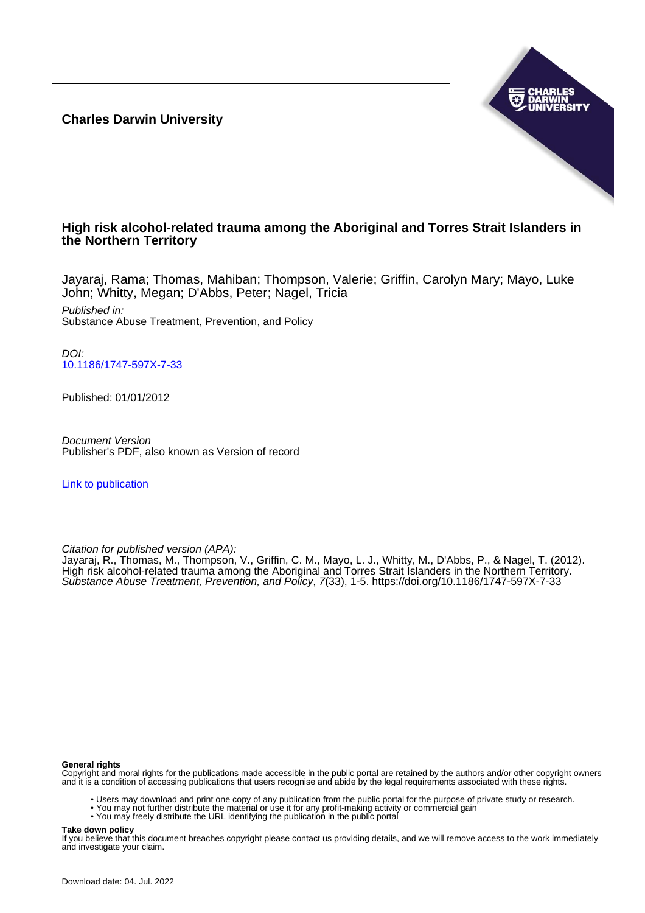**Charles Darwin University**

# High risk alcohol-related trauma among the Aboriginal and Torres Strait Islanders in the Northern Territory

Jayaraj, Rama; Thomas, Mahiban; Thompson, Valerie; Griffin, Carolyn Mary; Mayo, Luke John; Whitty, Megan; D'Abbs, Peter; Nagel, Tricia

*Published in:*
Substance Abuse Treatment, Prevention, and Policy

*DOI:*
10.1186/1747-597X-7-33

Published: 01/01/2012

*Document Version*
Publisher's PDF, also known as Version of record

Link to publication

*Citation for published version (APA):*
Jayaraj, R., Thomas, M., Thompson, V., Griffin, C. M., Mayo, L. J., Whitty, M., D'Abbs, P., & Nagel, T. (2012). High risk alcohol-related trauma among the Aboriginal and Torres Strait Islanders in the Northern Territory. *Substance Abuse Treatment, Prevention, and Policy*, *7*(33), 1-5. https://doi.org/10.1186/1747-597X-7-33

**General rights**
Copyright and moral rights for the publications made accessible in the public portal are retained by the authors and/or other copyright owners and it is a condition of accessing publications that users recognise and abide by the legal requirements associated with these rights.

- Users may download and print one copy of any publication from the public portal for the purpose of private study or research.
- You may not further distribute the material or use it for any profit-making activity or commercial gain
- You may freely distribute the URL identifying the publication in the public portal

**Take down policy**
If you believe that this document breaches copyright please contact us providing details, and we will remove access to the work immediately and investigate your claim.

Download date: 04. Jul. 2022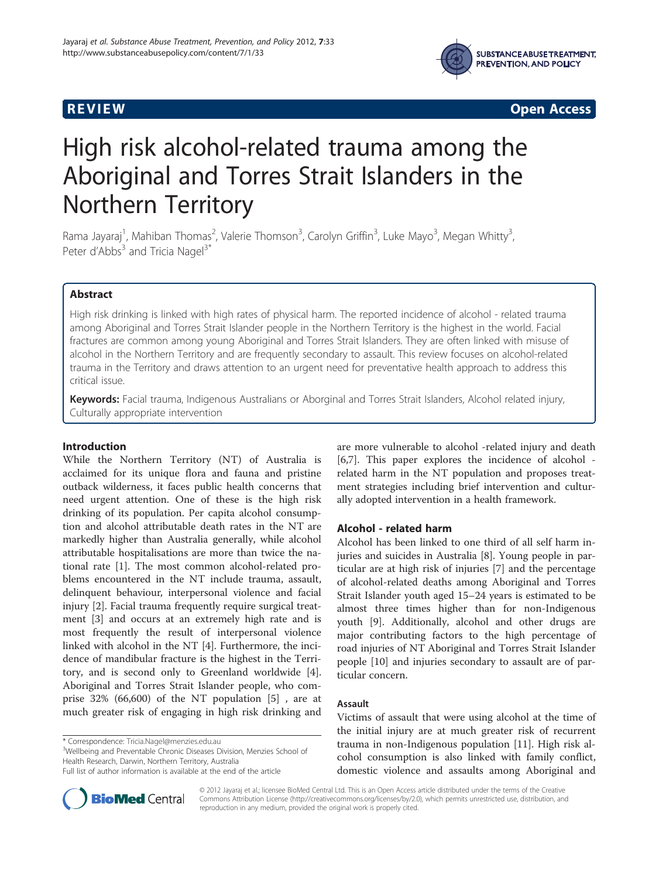REVIEW

Open Access

# High risk alcohol-related trauma among the Aboriginal and Torres Strait Islanders in the Northern Territory

Rama Jayaraj[1], Mahiban Thomas[2], Valerie Thomson[3], Carolyn Griffin[3], Luke Mayo[3], Megan Whitty[3], Peter d'Abbs[3] and Tricia Nagel[3*]

## Abstract

High risk drinking is linked with high rates of physical harm. The reported incidence of alcohol - related trauma among Aboriginal and Torres Strait Islander people in the Northern Territory is the highest in the world. Facial fractures are common among young Aboriginal and Torres Strait Islanders. They are often linked with misuse of alcohol in the Northern Territory and are frequently secondary to assault. This review focuses on alcohol-related trauma in the Territory and draws attention to an urgent need for preventative health approach to address this critical issue.

**Keywords:** Facial trauma, Indigenous Australians or Aborginal and Torres Strait Islanders, Alcohol related injury, Culturally appropriate intervention

## Introduction

While the Northern Territory (NT) of Australia is acclaimed for its unique flora and fauna and pristine outback wilderness, it faces public health concerns that need urgent attention. One of these is the high risk drinking of its population. Per capita alcohol consumption and alcohol attributable death rates in the NT are markedly higher than Australia generally, while alcohol attributable hospitalisations are more than twice the national rate [1]. The most common alcohol-related problems encountered in the NT include trauma, assault, delinquent behaviour, interpersonal violence and facial injury [2]. Facial trauma frequently require surgical treatment [3] and occurs at an extremely high rate and is most frequently the result of interpersonal violence linked with alcohol in the NT [4]. Furthermore, the incidence of mandibular fracture is the highest in the Territory, and is second only to Greenland worldwide [4]. Aboriginal and Torres Strait Islander people, who comprise 32% (66,600) of the NT population [5] , are at much greater risk of engaging in high risk drinking and are more vulnerable to alcohol -related injury and death [6,7]. This paper explores the incidence of alcohol - related harm in the NT population and proposes treatment strategies including brief intervention and culturally adopted intervention in a health framework.

## Alcohol - related harm

Alcohol has been linked to one third of all self harm injuries and suicides in Australia [8]. Young people in particular are at high risk of injuries [7] and the percentage of alcohol-related deaths among Aboriginal and Torres Strait Islander youth aged 15–24 years is estimated to be almost three times higher than for non-Indigenous youth [9]. Additionally, alcohol and other drugs are major contributing factors to the high percentage of road injuries of NT Aboriginal and Torres Strait Islander people [10] and injuries secondary to assault are of particular concern.

### Assault

Victims of assault that were using alcohol at the time of the initial injury are at much greater risk of recurrent trauma in non-Indigenous population [11]. High risk alcohol consumption is also linked with family conflict, domestic violence and assaults among Aboriginal and

\* Correspondence: Tricia.Nagel@menzies.edu.au
[3]Wellbeing and Preventable Chronic Diseases Division, Menzies School of Health Research, Darwin, Northern Territory, Australia
Full list of author information is available at the end of the article

© 2012 Jayaraj et al.; licensee BioMed Central Ltd. This is an Open Access article distributed under the terms of the Creative Commons Attribution License (http://creativecommons.org/licenses/by/2.0), which permits unrestricted use, distribution, and reproduction in any medium, provided the original work is properly cited.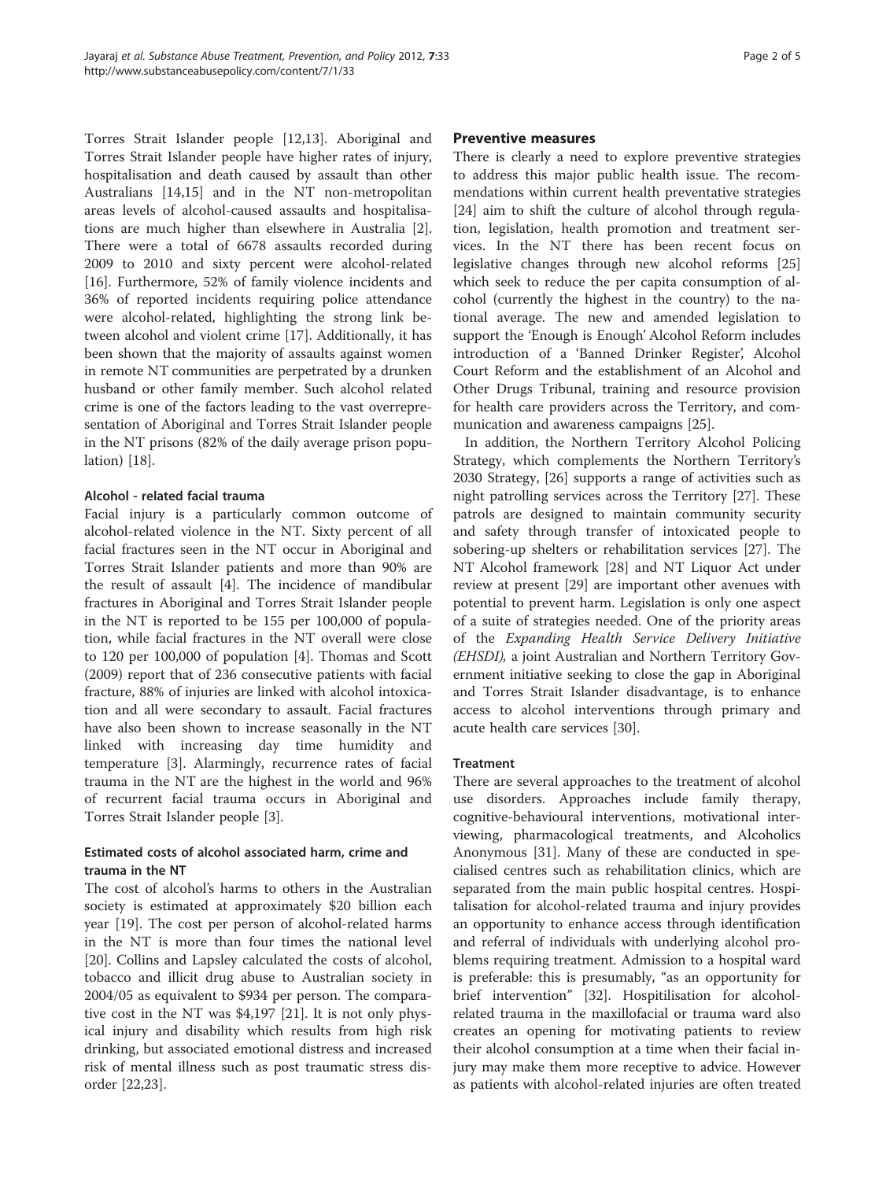Torres Strait Islander people [12,13]. Aboriginal and Torres Strait Islander people have higher rates of injury, hospitalisation and death caused by assault than other Australians [14,15] and in the NT non-metropolitan areas levels of alcohol-caused assaults and hospitalisations are much higher than elsewhere in Australia [2]. There were a total of 6678 assaults recorded during 2009 to 2010 and sixty percent were alcohol-related [16]. Furthermore, 52% of family violence incidents and 36% of reported incidents requiring police attendance were alcohol-related, highlighting the strong link between alcohol and violent crime [17]. Additionally, it has been shown that the majority of assaults against women in remote NT communities are perpetrated by a drunken husband or other family member. Such alcohol related crime is one of the factors leading to the vast overrepresentation of Aboriginal and Torres Strait Islander people in the NT prisons (82% of the daily average prison population) [18].

### Alcohol - related facial trauma

Facial injury is a particularly common outcome of alcohol-related violence in the NT. Sixty percent of all facial fractures seen in the NT occur in Aboriginal and Torres Strait Islander patients and more than 90% are the result of assault [4]. The incidence of mandibular fractures in Aboriginal and Torres Strait Islander people in the NT is reported to be 155 per 100,000 of population, while facial fractures in the NT overall were close to 120 per 100,000 of population [4]. Thomas and Scott (2009) report that of 236 consecutive patients with facial fracture, 88% of injuries are linked with alcohol intoxication and all were secondary to assault. Facial fractures have also been shown to increase seasonally in the NT linked with increasing day time humidity and temperature [3]. Alarmingly, recurrence rates of facial trauma in the NT are the highest in the world and 96% of recurrent facial trauma occurs in Aboriginal and Torres Strait Islander people [3].

### Estimated costs of alcohol associated harm, crime and trauma in the NT

The cost of alcohol's harms to others in the Australian society is estimated at approximately $20 billion each year [19]. The cost per person of alcohol-related harms in the NT is more than four times the national level [20]. Collins and Lapsley calculated the costs of alcohol, tobacco and illicit drug abuse to Australian society in 2004/05 as equivalent to $934 per person. The comparative cost in the NT was $4,197 [21]. It is not only physical injury and disability which results from high risk drinking, but associated emotional distress and increased risk of mental illness such as post traumatic stress disorder [22,23].

## Preventive measures

There is clearly a need to explore preventive strategies to address this major public health issue. The recommendations within current health preventative strategies [24] aim to shift the culture of alcohol through regulation, legislation, health promotion and treatment services. In the NT there has been recent focus on legislative changes through new alcohol reforms [25] which seek to reduce the per capita consumption of alcohol (currently the highest in the country) to the national average. The new and amended legislation to support the 'Enough is Enough' Alcohol Reform includes introduction of a 'Banned Drinker Register', Alcohol Court Reform and the establishment of an Alcohol and Other Drugs Tribunal, training and resource provision for health care providers across the Territory, and communication and awareness campaigns [25].

In addition, the Northern Territory Alcohol Policing Strategy, which complements the Northern Territory's 2030 Strategy, [26] supports a range of activities such as night patrolling services across the Territory [27]. These patrols are designed to maintain community security and safety through transfer of intoxicated people to sobering-up shelters or rehabilitation services [27]. The NT Alcohol framework [28] and NT Liquor Act under review at present [29] are important other avenues with potential to prevent harm. Legislation is only one aspect of a suite of strategies needed. One of the priority areas of the *Expanding Health Service Delivery Initiative (EHSDI)*, a joint Australian and Northern Territory Government initiative seeking to close the gap in Aboriginal and Torres Strait Islander disadvantage, is to enhance access to alcohol interventions through primary and acute health care services [30].

### Treatment

There are several approaches to the treatment of alcohol use disorders. Approaches include family therapy, cognitive-behavioural interventions, motivational interviewing, pharmacological treatments, and Alcoholics Anonymous [31]. Many of these are conducted in specialised centres such as rehabilitation clinics, which are separated from the main public hospital centres. Hospitalisation for alcohol-related trauma and injury provides an opportunity to enhance access through identification and referral of individuals with underlying alcohol problems requiring treatment. Admission to a hospital ward is preferable: this is presumably, "as an opportunity for brief intervention" [32]. Hospitilisation for alcohol-related trauma in the maxillofacial or trauma ward also creates an opening for motivating patients to review their alcohol consumption at a time when their facial injury may make them more receptive to advice. However as patients with alcohol-related injuries are often treated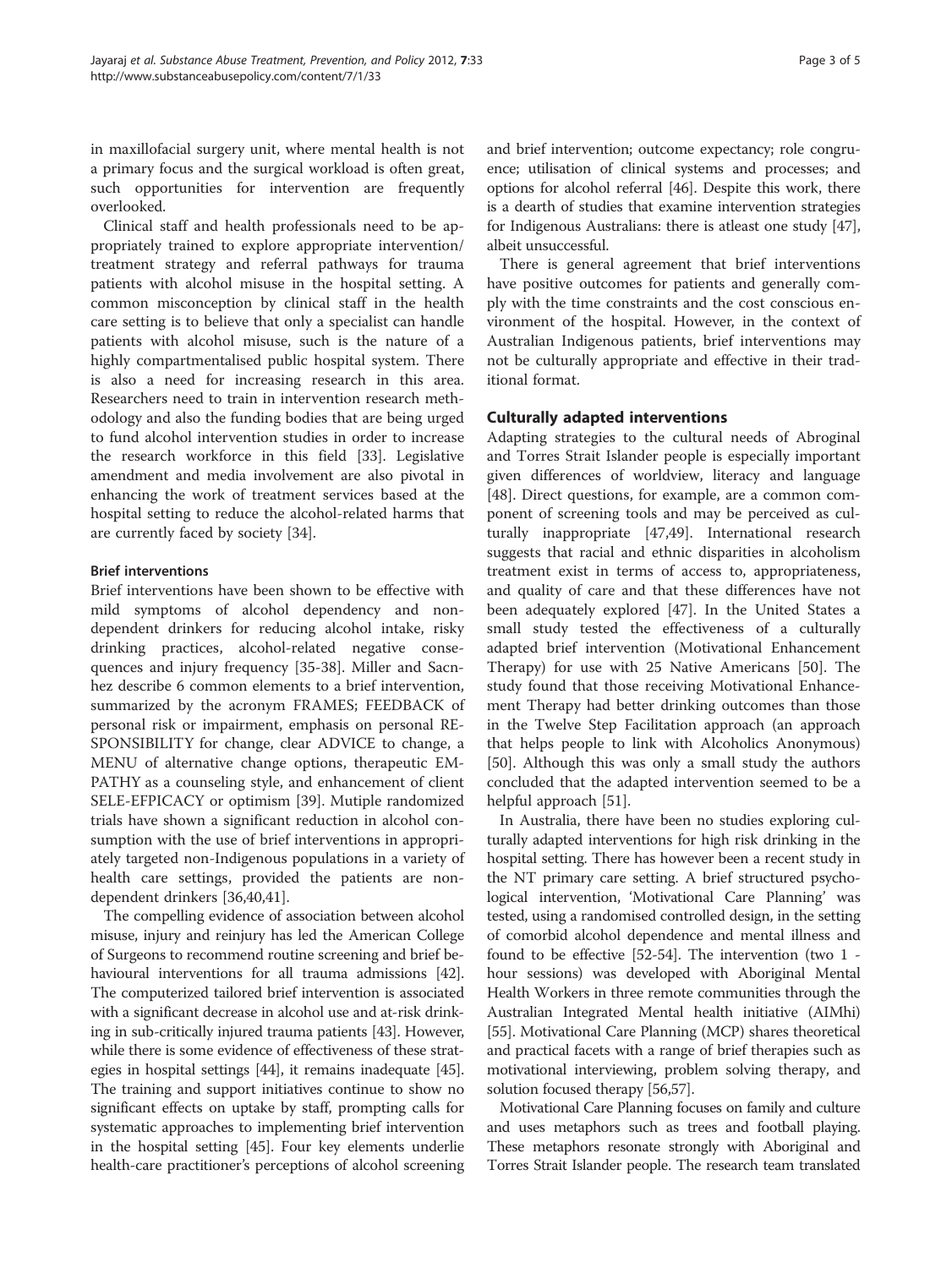in maxillofacial surgery unit, where mental health is not a primary focus and the surgical workload is often great, such opportunities for intervention are frequently overlooked.

Clinical staff and health professionals need to be appropriately trained to explore appropriate intervention/ treatment strategy and referral pathways for trauma patients with alcohol misuse in the hospital setting. A common misconception by clinical staff in the health care setting is to believe that only a specialist can handle patients with alcohol misuse, such is the nature of a highly compartmentalised public hospital system. There is also a need for increasing research in this area. Researchers need to train in intervention research methodology and also the funding bodies that are being urged to fund alcohol intervention studies in order to increase the research workforce in this field [33]. Legislative amendment and media involvement are also pivotal in enhancing the work of treatment services based at the hospital setting to reduce the alcohol-related harms that are currently faced by society [34].

#### Brief interventions

Brief interventions have been shown to be effective with mild symptoms of alcohol dependency and non-dependent drinkers for reducing alcohol intake, risky drinking practices, alcohol-related negative consequences and injury frequency [35-38]. Miller and Sacnhez describe 6 common elements to a brief intervention, summarized by the acronym FRAMES; FEEDBACK of personal risk or impairment, emphasis on personal RESPONSIBILITY for change, clear ADVICE to change, a MENU of alternative change options, therapeutic EMPATHY as a counseling style, and enhancement of client SELE-EFPICACY or optimism [39]. Mutiple randomized trials have shown a significant reduction in alcohol consumption with the use of brief interventions in appropriately targeted non-Indigenous populations in a variety of health care settings, provided the patients are non-dependent drinkers [36,40,41].

The compelling evidence of association between alcohol misuse, injury and reinjury has led the American College of Surgeons to recommend routine screening and brief behavioural interventions for all trauma admissions [42]. The computerized tailored brief intervention is associated with a significant decrease in alcohol use and at-risk drinking in sub-critically injured trauma patients [43]. However, while there is some evidence of effectiveness of these strategies in hospital settings [44], it remains inadequate [45]. The training and support initiatives continue to show no significant effects on uptake by staff, prompting calls for systematic approaches to implementing brief intervention in the hospital setting [45]. Four key elements underlie health-care practitioner's perceptions of alcohol screening and brief intervention; outcome expectancy; role congruence; utilisation of clinical systems and processes; and options for alcohol referral [46]. Despite this work, there is a dearth of studies that examine intervention strategies for Indigenous Australians: there is atleast one study [47], albeit unsuccessful.

There is general agreement that brief interventions have positive outcomes for patients and generally comply with the time constraints and the cost conscious environment of the hospital. However, in the context of Australian Indigenous patients, brief interventions may not be culturally appropriate and effective in their traditional format.

### Culturally adapted interventions

Adapting strategies to the cultural needs of Abroginal and Torres Strait Islander people is especially important given differences of worldview, literacy and language [48]. Direct questions, for example, are a common component of screening tools and may be perceived as culturally inappropriate [47,49]. International research suggests that racial and ethnic disparities in alcoholism treatment exist in terms of access to, appropriateness, and quality of care and that these differences have not been adequately explored [47]. In the United States a small study tested the effectiveness of a culturally adapted brief intervention (Motivational Enhancement Therapy) for use with 25 Native Americans [50]. The study found that those receiving Motivational Enhancement Therapy had better drinking outcomes than those in the Twelve Step Facilitation approach (an approach that helps people to link with Alcoholics Anonymous) [50]. Although this was only a small study the authors concluded that the adapted intervention seemed to be a helpful approach [51].

In Australia, there have been no studies exploring culturally adapted interventions for high risk drinking in the hospital setting. There has however been a recent study in the NT primary care setting. A brief structured psychological intervention, 'Motivational Care Planning' was tested, using a randomised controlled design, in the setting of comorbid alcohol dependence and mental illness and found to be effective [52-54]. The intervention (two 1 - hour sessions) was developed with Aboriginal Mental Health Workers in three remote communities through the Australian Integrated Mental health initiative (AIMhi) [55]. Motivational Care Planning (MCP) shares theoretical and practical facets with a range of brief therapies such as motivational interviewing, problem solving therapy, and solution focused therapy [56,57].

Motivational Care Planning focuses on family and culture and uses metaphors such as trees and football playing. These metaphors resonate strongly with Aboriginal and Torres Strait Islander people. The research team translated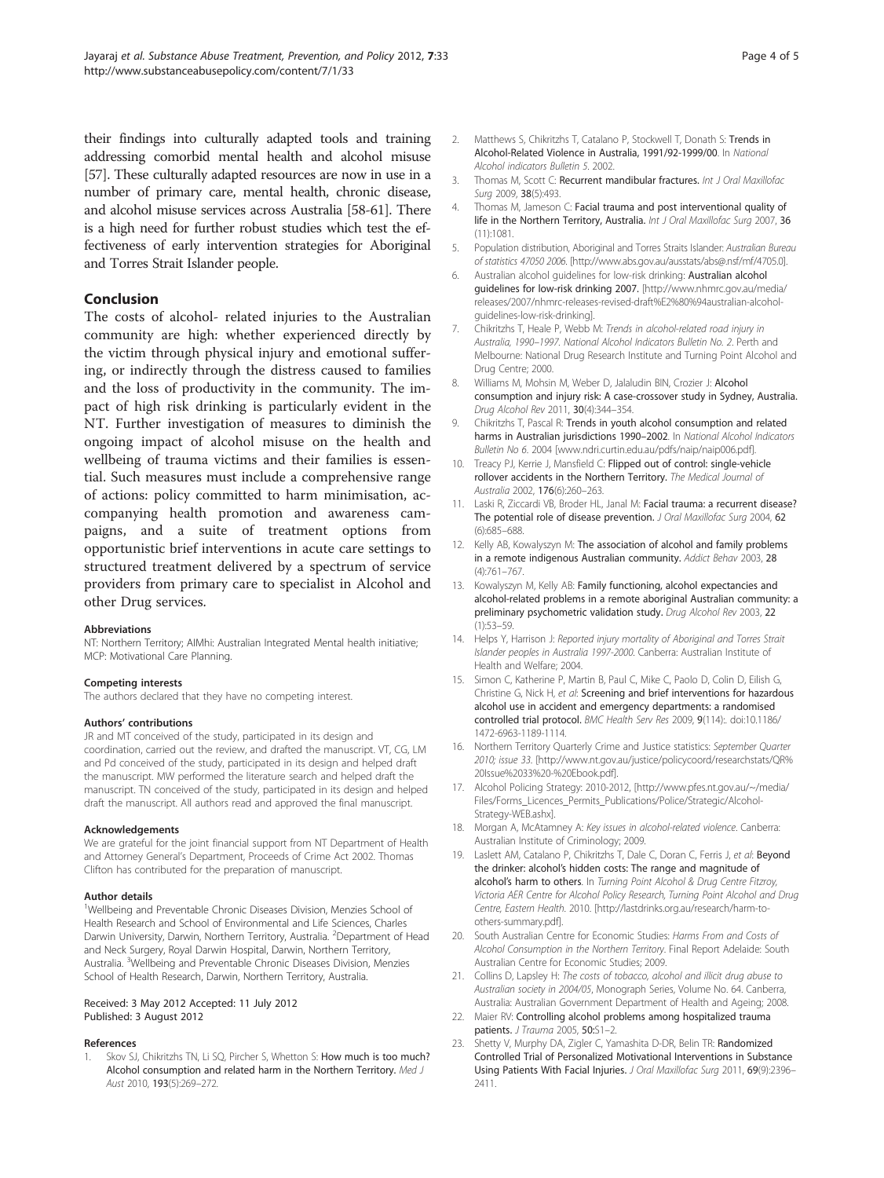their findings into culturally adapted tools and training addressing comorbid mental health and alcohol misuse [57]. These culturally adapted resources are now in use in a number of primary care, mental health, chronic disease, and alcohol misuse services across Australia [58-61]. There is a high need for further robust studies which test the effectiveness of early intervention strategies for Aboriginal and Torres Strait Islander people.

## Conclusion

The costs of alcohol- related injuries to the Australian community are high: whether experienced directly by the victim through physical injury and emotional suffering, or indirectly through the distress caused to families and the loss of productivity in the community. The impact of high risk drinking is particularly evident in the NT. Further investigation of measures to diminish the ongoing impact of alcohol misuse on the health and wellbeing of trauma victims and their families is essential. Such measures must include a comprehensive range of actions: policy committed to harm minimisation, accompanying health promotion and awareness campaigns, and a suite of treatment options from opportunistic brief interventions in acute care settings to structured treatment delivered by a spectrum of service providers from primary care to specialist in Alcohol and other Drug services.

#### Abbreviations

NT: Northern Territory; AIMhi: Australian Integrated Mental health initiative; MCP: Motivational Care Planning.

#### Competing interests

The authors declared that they have no competing interest.

#### Authors' contributions

JR and MT conceived of the study, participated in its design and coordination, carried out the review, and drafted the manuscript. VT, CG, LM and Pd conceived of the study, participated in its design and helped draft the manuscript. MW performed the literature search and helped draft the manuscript. TN conceived of the study, participated in its design and helped draft the manuscript. All authors read and approved the final manuscript.

#### Acknowledgements

We are grateful for the joint financial support from NT Department of Health and Attorney General's Department, Proceeds of Crime Act 2002. Thomas Clifton has contributed for the preparation of manuscript.

#### Author details

[1]Wellbeing and Preventable Chronic Diseases Division, Menzies School of Health Research and School of Environmental and Life Sciences, Charles Darwin University, Darwin, Northern Territory, Australia. [2]Department of Head and Neck Surgery, Royal Darwin Hospital, Darwin, Northern Territory, Australia. [3]Wellbeing and Preventable Chronic Diseases Division, Menzies School of Health Research, Darwin, Northern Territory, Australia.

Received: 3 May 2012 Accepted: 11 July 2012
Published: 3 August 2012

#### References

1. Skov SJ, Chikritzhs TN, Li SQ, Pircher S, Whetton S: **How much is too much? Alcohol consumption and related harm in the Northern Territory.** *Med J Aust* 2010, **193**(5):269–272.
2. Matthews S, Chikritzhs T, Catalano P, Stockwell T, Donath S: **Trends in Alcohol-Related Violence in Australia, 1991/92-1999/00.** In *National Alcohol indicators Bulletin 5*. 2002.
3. Thomas M, Scott C: **Recurrent mandibular fractures.** *Int J Oral Maxillofac Surg* 2009, **38**(5):493.
4. Thomas M, Jameson C: **Facial trauma and post interventional quality of life in the Northern Territory, Australia.** *Int J Oral Maxillofac Surg* 2007, **36** (11):1081.
5. Population distribution, Aboriginal and Torres Straits Islander: *Australian Bureau of statistics 47050 2006*. [http://www.abs.gov.au/ausstats/abs@.nsf/mf/4705.0].
6. Australian alcohol guidelines for low-risk drinking: **Australian alcohol guidelines for low-risk drinking 2007.** [http://www.nhmrc.gov.au/media/releases/2007/nhmrc-releases-revised-draft%E2%80%94australian-alcohol-guidelines-low-risk-drinking].
7. Chikritzhs T, Heale P, Webb M: *Trends in alcohol-related road injury in Australia, 1990–1997. National Alcohol Indicators Bulletin No. 2*. Perth and Melbourne: National Drug Research Institute and Turning Point Alcohol and Drug Centre; 2000.
8. Williams M, Mohsin M, Weber D, Jalaludin BIN, Crozier J: **Alcohol consumption and injury risk: A case-crossover study in Sydney, Australia.** *Drug Alcohol Rev* 2011, **30**(4):344–354.
9. Chikritzhs T, Pascal R: **Trends in youth alcohol consumption and related harms in Australian jurisdictions 1990–2002.** In *National Alcohol Indicators Bulletin No 6*. 2004 [www.ndri.curtin.edu.au/pdfs/naip/naip006.pdf].
10. Treacy PJ, Kerrie J, Mansfield C: **Flipped out of control: single-vehicle rollover accidents in the Northern Territory.** *The Medical Journal of Australia* 2002, **176**(6):260–263.
11. Laski R, Ziccardi VB, Broder HL, Janal M: **Facial trauma: a recurrent disease? The potential role of disease prevention.** *J Oral Maxillofac Surg* 2004, **62** (6):685–688.
12. Kelly AB, Kowalyszyn M: **The association of alcohol and family problems in a remote indigenous Australian community.** *Addict Behav* 2003, **28** (4):761–767.
13. Kowalyszyn M, Kelly AB: **Family functioning, alcohol expectancies and alcohol-related problems in a remote aboriginal Australian community: a preliminary psychometric validation study.** *Drug Alcohol Rev* 2003, **22** (1):53–59.
14. Helps Y, Harrison J: *Reported injury mortality of Aboriginal and Torres Strait Islander peoples in Australia 1997-2000*. Canberra: Australian Institute of Health and Welfare; 2004.
15. Simon C, Katherine P, Martin B, Paul C, Mike C, Paolo D, Colin D, Eilish G, Christine G, Nick H, *et al*: **Screening and brief interventions for hazardous alcohol use in accident and emergency departments: a randomised controlled trial protocol.** *BMC Health Serv Res* 2009, **9**(114):. doi:10.1186/1472-6963-1189-1114.
16. Northern Territory Quarterly Crime and Justice statistics: *September Quarter 2010; issue 33*. [http://www.nt.gov.au/justice/policycoord/researchstats/QR%20Issue%2033%20-%20Ebook.pdf].
17. Alcohol Policing Strategy: 2010-2012, [http://www.pfes.nt.gov.au/~/media/Files/Forms_Licences_Permits_Publications/Police/Strategic/Alcohol-Strategy-WEB.ashx].
18. Morgan A, McAtamney A: *Key issues in alcohol-related violence*. Canberra: Australian Institute of Criminology; 2009.
19. Laslett AM, Catalano P, Chikritzhs T, Dale C, Doran C, Ferris J, *et al*: **Beyond the drinker: alcohol's hidden costs: The range and magnitude of alcohol's harm to others.** In *Turning Point Alcohol & Drug Centre Fitzroy, Victoria AER Centre for Alcohol Policy Research, Turning Point Alcohol and Drug Centre, Eastern Health*. 2010. [http://lastdrinks.org.au/research/harm-to-others-summary.pdf].
20. South Australian Centre for Economic Studies: *Harms From and Costs of Alcohol Consumption in the Northern Territory*. Final Report Adelaide: South Australian Centre for Economic Studies; 2009.
21. Collins D, Lapsley H: *The costs of tobacco, alcohol and illicit drug abuse to Australian society in 2004/05*, Monograph Series, Volume No. 64. Canberra, Australia: Australian Government Department of Health and Ageing; 2008.
22. Maier RV: **Controlling alcohol problems among hospitalized trauma patients.** *J Trauma* 2005, **50**:S1–2.
23. Shetty V, Murphy DA, Zigler C, Yamashita D-DR, Belin TR: **Randomized Controlled Trial of Personalized Motivational Interventions in Substance Using Patients With Facial Injuries.** *J Oral Maxillofac Surg* 2011, **69**(9):2396–2411.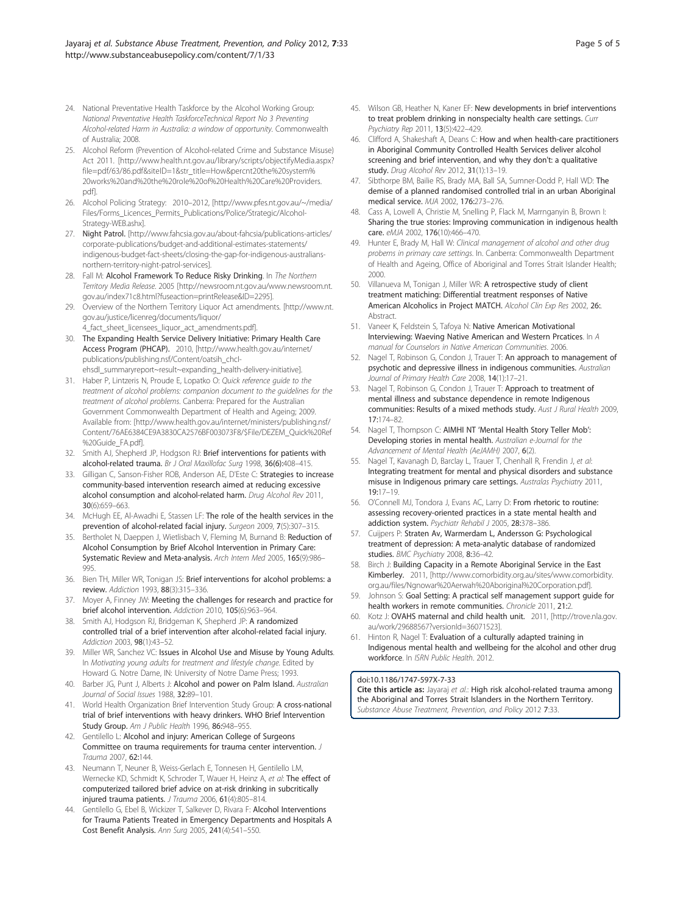24. National Preventative Health Taskforce by the Alcohol Working Group: *National Preventative Health TaskforceTechnical Report No 3 Preventing Alcohol-related Harm in Australia: a window of opportunity*. Commonwealth of Australia; 2008.
25. Alcohol Reform (Prevention of Alcohol-related Crime and Substance Misuse) Act 2011. [http://www.health.nt.gov.au/library/scripts/objectifyMedia.aspx?file=pdf/63/86.pdf&siteID=1&str_title=How&percnt20the%20system%20works%20and%20the%20role%20of%20Health%20Care%20Providers.pdf].
26. Alcohol Policing Strategy: 2010–2012, [http://www.pfes.nt.gov.au/~/media/Files/Forms_Licences_Permits_Publications/Police/Strategic/Alcohol-Strategy-WEB.ashx].
27. **Night Patrol.** [http://www.fahcsia.gov.au/about-fahcsia/publications-articles/corporate-publications/budget-and-additional-estimates-statements/indigenous-budget-fact-sheets/closing-the-gap-for-indigenous-australians-northern-territory-night-patrol-services].
28. Fall M: **Alcohol Framework To Reduce Risky Drinking**. In *The Northern Territory Media Release*. 2005 [http://newsroom.nt.gov.au/www.newsroom.nt.gov.au/index71c8.html?fuseaction=printRelease&ID=2295].
29. Overview of the Northern Territory Liquor Act amendments. [http://www.nt.gov.au/justice/licenreg/documents/liquor/4_fact_sheet_licensees_liquor_act_amendments.pdf].
30. **The Expanding Health Service Delivery Initiative: Primary Health Care Access Program (PHCAP).** 2010, [http://www.health.gov.au/internet/publications/publishing.nsf/Content/oatsih_chcl-ehsdl_summaryreport~result~expanding_health-delivery-initiative].
31. Haber P, Lintzeris N, Proude E, Lopatko O: *Quick reference guide to the treatment of alcohol problems: companion document to the guidelines for the treatment of alcohol problems*. Canberra: Prepared for the Australian Government Commonwealth Department of Health and Ageing; 2009. Available from: [http://www.health.gov.au/internet/ministers/publishing.nsf/Content/76AE6384CE9A3830CA2576BF003073F8/$File/DEZEM_Quick%20Ref%20Guide_FA.pdf].
32. Smith AJ, Shepherd JP, Hodgson RJ: **Brief interventions for patients with alcohol-related trauma.** *Br J Oral Maxillofac Surg* 1998, **36(6):**408–415.
33. Gilligan C, Sanson-Fisher ROB, Anderson AE, D'Este C: **Strategies to increase community-based intervention research aimed at reducing excessive alcohol consumption and alcohol-related harm.** *Drug Alcohol Rev* 2011, **30**(6):659–663.
34. McHugh EE, Al-Awadhi E, Stassen LF: **The role of the health services in the prevention of alcohol-related facial injury.** *Surgeon* 2009, **7**(5):307–315.
35. Bertholet N, Daeppen J, Wietlisbach V, Fleming M, Burnand B: **Reduction of Alcohol Consumption by Brief Alcohol Intervention in Primary Care: Systematic Review and Meta-analysis.** *Arch Intern Med* 2005, **165**(9):986–995.
36. Bien TH, Miller WR, Tonigan JS: **Brief interventions for alcohol problems: a review.** *Addiction* 1993, **88**(3):315–336.
37. Moyer A, Finney JW: **Meeting the challenges for research and practice for brief alcohol intervention.** *Addiction* 2010, **105**(6):963–964.
38. Smith AJ, Hodgson RJ, Bridgeman K, Shepherd JP: **A randomized controlled trial of a brief intervention after alcohol-related facial injury.** *Addiction* 2003, **98**(1):43–52.
39. Miller WR, Sanchez VC: **Issues in Alcohol Use and Misuse by Young Adults**. In *Motivating young adults for treatment and lifestyle change*. Edited by Howard G. Notre Dame, IN: University of Notre Dame Press; 1993.
40. Barber JG, Punt J, Alberts J: **Alcohol and power on Palm Island.** *Australian Journal of Social Issues* 1988, **32:**89–101.
41. World Health Organization Brief Intervention Study Group: **A cross-national trial of brief interventions with heavy drinkers. WHO Brief Intervention Study Group.** *Am J Public Health* 1996, **86:**948–955.
42. Gentilello L: **Alcohol and injury: American College of Surgeons Committee on trauma requirements for trauma center intervention.** *J Trauma* 2007, **62:**144.
43. Neumann T, Neuner B, Weiss-Gerlach E, Tonnesen H, Gentilello LM, Wernecke KD, Schmidt K, Schroder T, Wauer H, Heinz A, *et al*: **The effect of computerized tailored brief advice on at-risk drinking in subcritically injured trauma patients.** *J Trauma* 2006, **61**(4):805–814.
44. Gentilello G, Ebel B, Wickizer T, Salkever D, Rivara F: **Alcohol Interventions for Trauma Patients Treated in Emergency Departments and Hospitals A Cost Benefit Analysis.** *Ann Surg* 2005, **241**(4):541–550.
45. Wilson GB, Heather N, Kaner EF: **New developments in brief interventions to treat problem drinking in nonspecialty health care settings.** *Curr Psychiatry Rep* 2011, **13**(5):422–429.
46. Clifford A, Shakeshaft A, Deans C: **How and when health-care practitioners in Aboriginal Community Controlled Health Services deliver alcohol screening and brief intervention, and why they don't: a qualitative study.** *Drug Alcohol Rev* 2012, **31**(1):13–19.
47. Sibthorpe BM, Bailie RS, Brady MA, Ball SA, Sumner-Dodd P, Hall WD: **The demise of a planned randomised controlled trial in an urban Aboriginal medical service.** *MJA* 2002, **176:**273–276.
48. Cass A, Lowell A, Christie M, Snelling P, Flack M, Marrnganyin B, Brown I: **Sharing the true stories: Improving communication in indigenous health care.** *eMJA* 2002, **176**(10):466–470.
49. Hunter E, Brady M, Hall W: *Clinical management of alcohol and other drug probems in primary care settings*. In. Canberra: Commonwealth Department of Health and Ageing, Office of Aboriginal and Torres Strait Islander Health; 2000.
50. Villanueva M, Tonigan J, Miller WR: **A retrospective study of client treatment matching: Differential treatment responses of Native American Alcoholics in Project MATCH.** *Alcohol Clin Exp Res* 2002, **26**:. Abstract.
51. Vaneer K, Feldstein S, Tafoya N: **Native American Motivational Interviewing: Waeving Native American and Western Prcatices**. In *A manual for Counselors in Native American Communities*. 2006.
52. Nagel T, Robinson G, Condon J, Trauer T: **An approach to management of psychotic and depressive illness in indigenous communities.** *Australian Journal of Primary Health Care* 2008, **14**(1):17–21.
53. Nagel T, Robinson G, Condon J, Trauer T: **Approach to treatment of mental illness and substance dependence in remote Indigenous communities: Results of a mixed methods study.** *Aust J Rural Health* 2009, **17:**174–82.
54. Nagel T, Thompson C: **AIMHI NT 'Mental Health Story Teller Mob': Developing stories in mental health.** *Australian e-Journal for the Advancement of Mental Health (AeJAMH)* 2007, **6**(2).
55. Nagel T, Kavanagh D, Barclay L, Trauer T, Chenhall R, Frendin J, *et al*: **Integrating treatment for mental and physical disorders and substance misuse in Indigenous primary care settings.** *Australas Psychiatry* 2011, **19:**17–19.
56. O'Connell MJ, Tondora J, Evans AC, Larry D: **From rhetoric to routine: assessing recovery-oriented practices in a state mental health and addiction system.** *Psychiatr Rehabil J* 2005, **28:**378–386.
57. Cuijpers P: **Straten Av, Warmerdam L, Andersson G: Psychological treatment of depression: A meta-analytic database of randomized studies.** *BMC Psychiatry* 2008, **8:**36–42.
58. Birch J: **Building Capacity in a Remote Aboriginal Service in the East Kimberley.** 2011, [http://www.comorbidity.org.au/sites/www.comorbidity.org.au/files/Ngnowar%20Aerwah%20Aboriginal%20Corporation.pdf].
59. Johnson S: **Goal Setting: A practical self management support guide for health workers in remote communities.** *Chronicle* 2011, **21:**2.
60. Kotz J: **OVAHS maternal and child health unit.** 2011, [http://trove.nla.gov.au/work/29688567?versionId=36071523].
61. Hinton R, Nagel T: **Evaluation of a culturally adapted training in Indigenous mental health and wellbeing for the alcohol and other drug workforce**. In *ISRN Public Health*. 2012.

doi:10.1186/1747-597X-7-33

**Cite this article as:** Jayaraj *et al.*: High risk alcohol-related trauma among the Aboriginal and Torres Strait Islanders in the Northern Territory. *Substance Abuse Treatment, Prevention, and Policy* 2012 **7**:33.